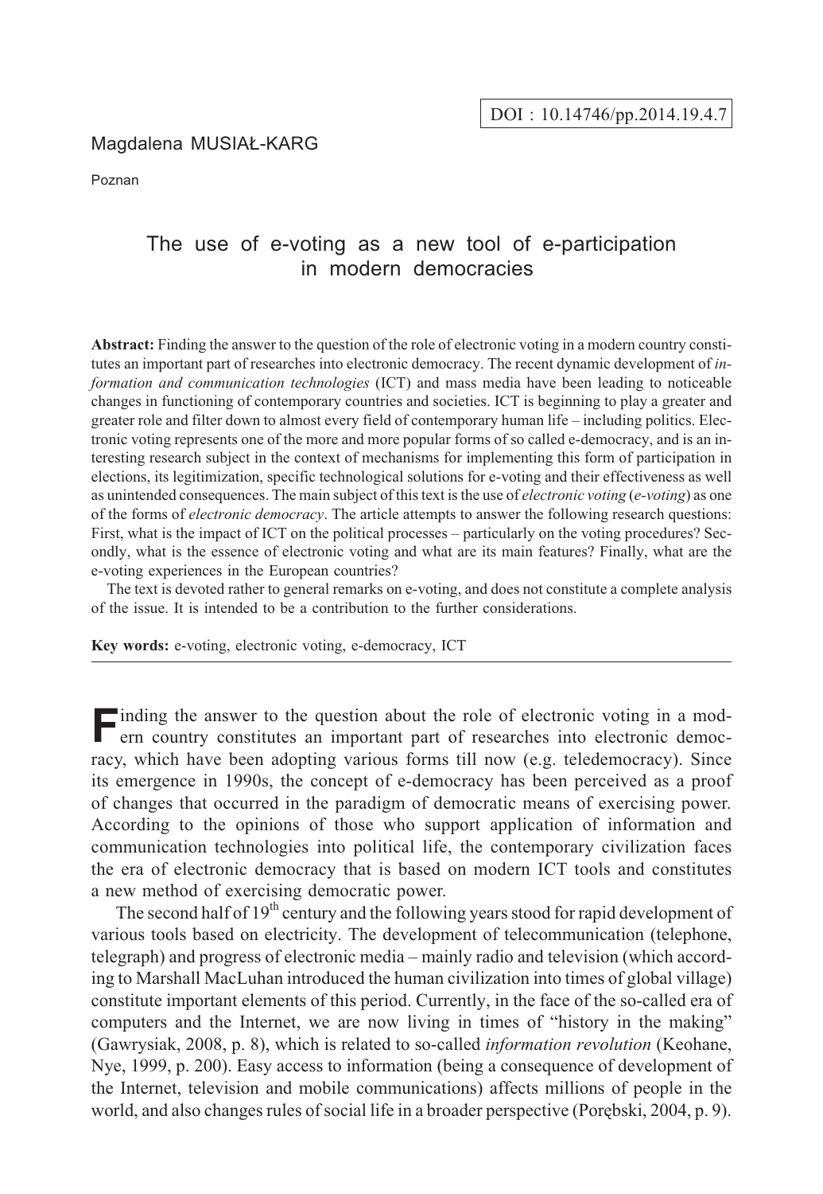DOI : 10.14746/pp.2014.19.4.7

Magdalena MUSIAŁ-KARG

Poznan

# The use of e-voting as a new tool of e-participation in modern democracies

**Abstract:** Finding the answer to the question of the role of electronic voting in a modern country constitutes an important part of researches into electronic democracy. The recent dynamic development of *information and communication technologies* (ICT) and mass media have been leading to noticeable changes in functioning of contemporary countries and societies. ICT is beginning to play a greater and greater role and filter down to almost every field of contemporary human life – including politics. Electronic voting represents one of the more and more popular forms of so called e-democracy, and is an interesting research subject in the context of mechanisms for implementing this form of participation in elections, its legitimization, specific technological solutions for e-voting and their effectiveness as well as unintended consequences. The main subject of this text is the use of *electronic voting* (*e-voting*) as one of the forms of *electronic democracy*. The article attempts to answer the following research questions: First, what is the impact of ICT on the political processes – particularly on the voting procedures? Secondly, what is the essence of electronic voting and what are its main features? Finally, what are the e-voting experiences in the European countries?

The text is devoted rather to general remarks on e-voting, and does not constitute a complete analysis of the issue. It is intended to be a contribution to the further considerations.

**Key words:** e-voting, electronic voting, e-democracy, ICT

Finding the answer to the question about the role of electronic voting in a modern country constitutes an important part of researches into electronic democracy, which have been adopting various forms till now (e.g. teledemocracy). Since its emergence in 1990s, the concept of e-democracy has been perceived as a proof of changes that occurred in the paradigm of democratic means of exercising power. According to the opinions of those who support application of information and communication technologies into political life, the contemporary civilization faces the era of electronic democracy that is based on modern ICT tools and constitutes a new method of exercising democratic power.

The second half of 19th century and the following years stood for rapid development of various tools based on electricity. The development of telecommunication (telephone, telegraph) and progress of electronic media – mainly radio and television (which according to Marshall MacLuhan introduced the human civilization into times of global village) constitute important elements of this period. Currently, in the face of the so-called era of computers and the Internet, we are now living in times of "history in the making" (Gawrysiak, 2008, p. 8), which is related to so-called *information revolution* (Keohane, Nye, 1999, p. 200). Easy access to information (being a consequence of development of the Internet, television and mobile communications) affects millions of people in the world, and also changes rules of social life in a broader perspective (Porębski, 2004, p. 9).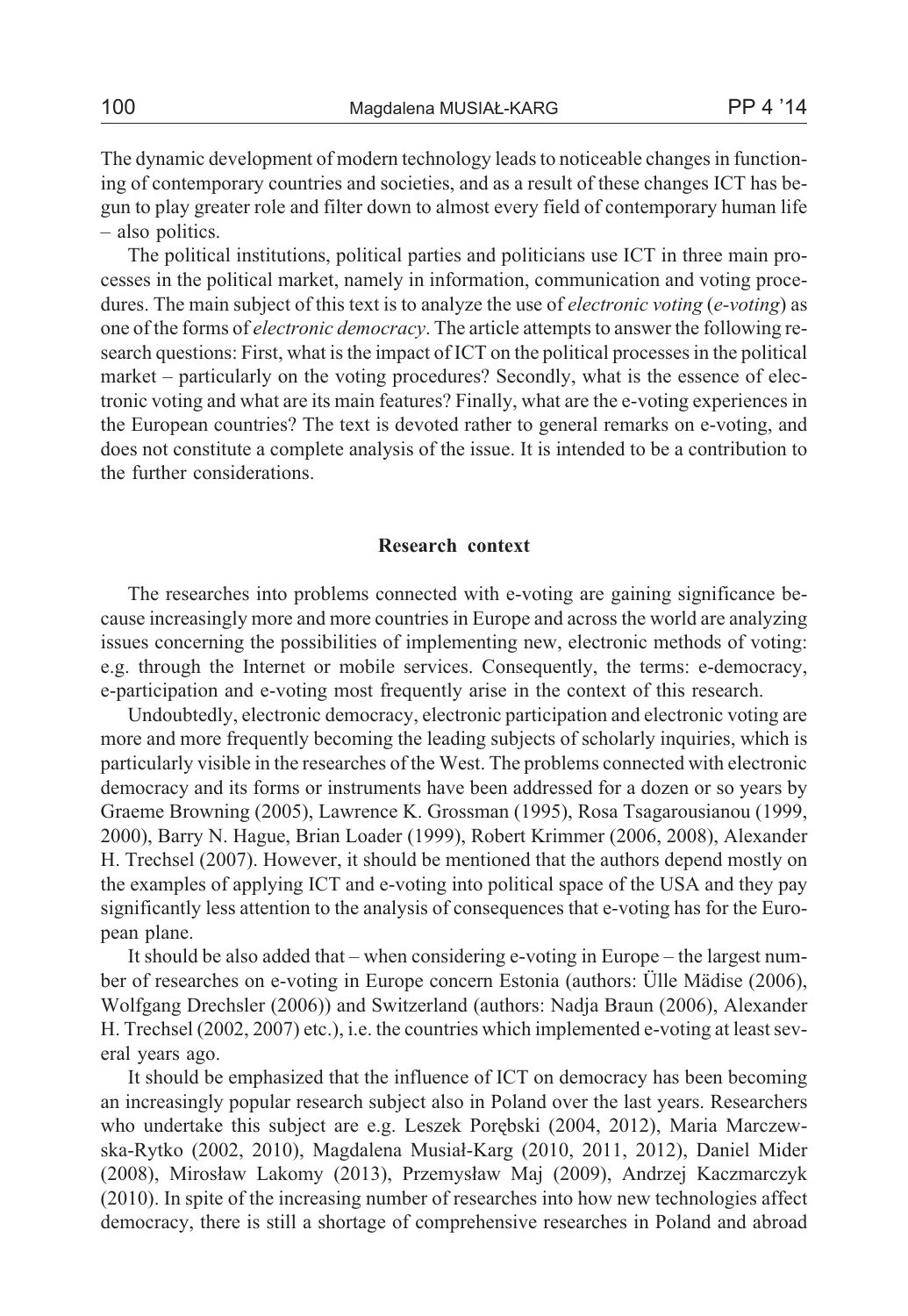The dynamic development of modern technology leads to noticeable changes in functioning of contemporary countries and societies, and as a result of these changes ICT has begun to play greater role and filter down to almost every field of contemporary human life – also politics.

The political institutions, political parties and politicians use ICT in three main processes in the political market, namely in information, communication and voting procedures. The main subject of this text is to analyze the use of *electronic voting* (*e-voting*) as one of the forms of *electronic democracy*. The article attempts to answer the following research questions: First, what is the impact of ICT on the political processes in the political market – particularly on the voting procedures? Secondly, what is the essence of electronic voting and what are its main features? Finally, what are the e-voting experiences in the European countries? The text is devoted rather to general remarks on e-voting, and does not constitute a complete analysis of the issue. It is intended to be a contribution to the further considerations.

## Research context

The researches into problems connected with e-voting are gaining significance because increasingly more and more countries in Europe and across the world are analyzing issues concerning the possibilities of implementing new, electronic methods of voting: e.g. through the Internet or mobile services. Consequently, the terms: e-democracy, e-participation and e-voting most frequently arise in the context of this research.

Undoubtedly, electronic democracy, electronic participation and electronic voting are more and more frequently becoming the leading subjects of scholarly inquiries, which is particularly visible in the researches of the West. The problems connected with electronic democracy and its forms or instruments have been addressed for a dozen or so years by Graeme Browning (2005), Lawrence K. Grossman (1995), Rosa Tsagarousianou (1999, 2000), Barry N. Hague, Brian Loader (1999), Robert Krimmer (2006, 2008), Alexander H. Trechsel (2007). However, it should be mentioned that the authors depend mostly on the examples of applying ICT and e-voting into political space of the USA and they pay significantly less attention to the analysis of consequences that e-voting has for the European plane.

It should be also added that – when considering e-voting in Europe – the largest number of researches on e-voting in Europe concern Estonia (authors: Ülle Mädise (2006), Wolfgang Drechsler (2006)) and Switzerland (authors: Nadja Braun (2006), Alexander H. Trechsel (2002, 2007) etc.), i.e. the countries which implemented e-voting at least several years ago.

It should be emphasized that the influence of ICT on democracy has been becoming an increasingly popular research subject also in Poland over the last years. Researchers who undertake this subject are e.g. Leszek Porębski (2004, 2012), Maria Marczewska-Rytko (2002, 2010), Magdalena Musiał-Karg (2010, 2011, 2012), Daniel Mider (2008), Mirosław Lakomy (2013), Przemysław Maj (2009), Andrzej Kaczmarczyk (2010). In spite of the increasing number of researches into how new technologies affect democracy, there is still a shortage of comprehensive researches in Poland and abroad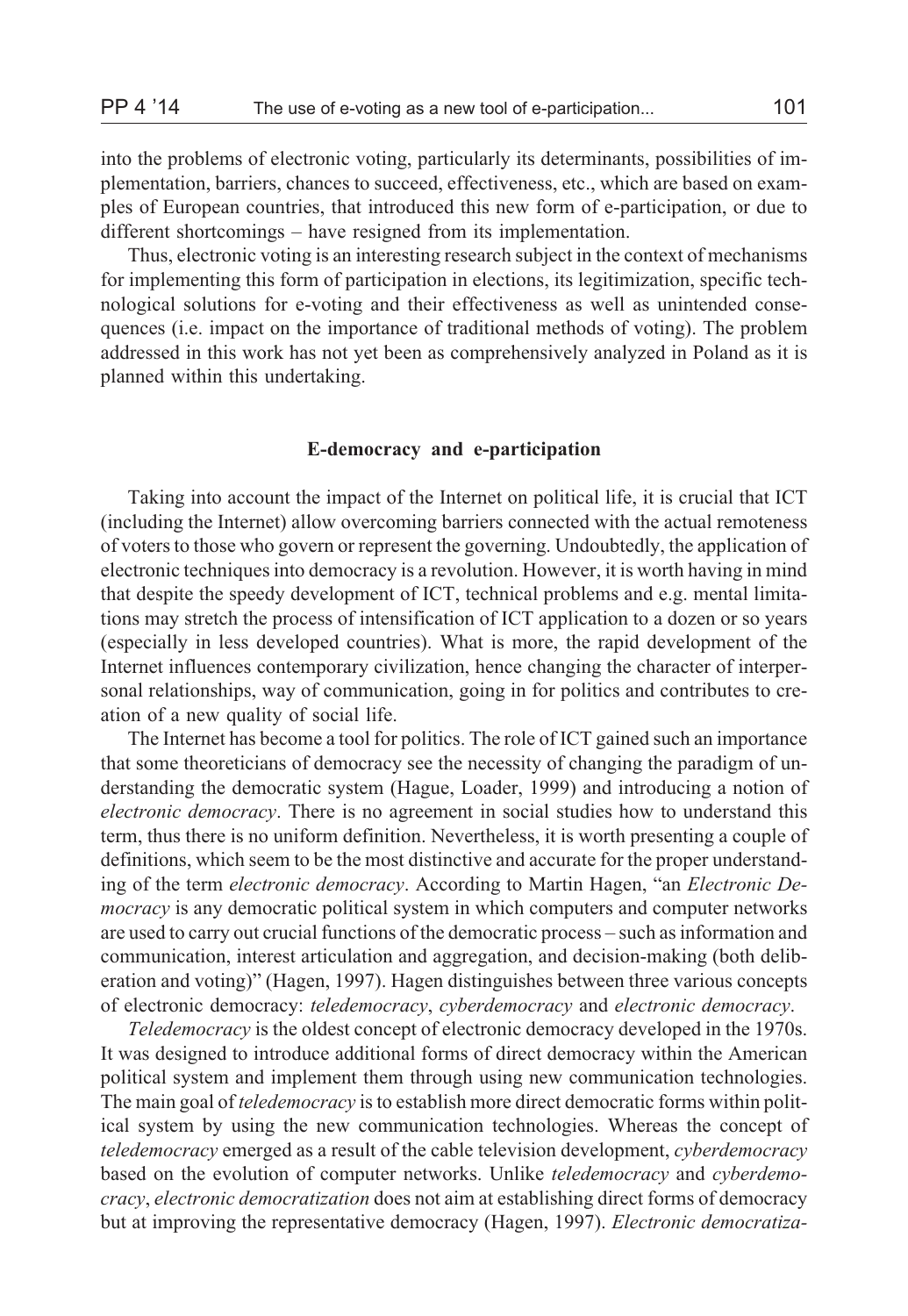into the problems of electronic voting, particularly its determinants, possibilities of implementation, barriers, chances to succeed, effectiveness, etc., which are based on examples of European countries, that introduced this new form of e-participation, or due to different shortcomings – have resigned from its implementation.

Thus, electronic voting is an interesting research subject in the context of mechanisms for implementing this form of participation in elections, its legitimization, specific technological solutions for e-voting and their effectiveness as well as unintended consequences (i.e. impact on the importance of traditional methods of voting). The problem addressed in this work has not yet been as comprehensively analyzed in Poland as it is planned within this undertaking.

## E-democracy and e-participation

Taking into account the impact of the Internet on political life, it is crucial that ICT (including the Internet) allow overcoming barriers connected with the actual remoteness of voters to those who govern or represent the governing. Undoubtedly, the application of electronic techniques into democracy is a revolution. However, it is worth having in mind that despite the speedy development of ICT, technical problems and e.g. mental limitations may stretch the process of intensification of ICT application to a dozen or so years (especially in less developed countries). What is more, the rapid development of the Internet influences contemporary civilization, hence changing the character of interpersonal relationships, way of communication, going in for politics and contributes to creation of a new quality of social life.

The Internet has become a tool for politics. The role of ICT gained such an importance that some theoreticians of democracy see the necessity of changing the paradigm of understanding the democratic system (Hague, Loader, 1999) and introducing a notion of *electronic democracy*. There is no agreement in social studies how to understand this term, thus there is no uniform definition. Nevertheless, it is worth presenting a couple of definitions, which seem to be the most distinctive and accurate for the proper understanding of the term *electronic democracy*. According to Martin Hagen, "an *Electronic Democracy* is any democratic political system in which computers and computer networks are used to carry out crucial functions of the democratic process – such as information and communication, interest articulation and aggregation, and decision-making (both deliberation and voting)" (Hagen, 1997). Hagen distinguishes between three various concepts of electronic democracy: *teledemocracy*, *cyberdemocracy* and *electronic democracy*.

*Teledemocracy* is the oldest concept of electronic democracy developed in the 1970s. It was designed to introduce additional forms of direct democracy within the American political system and implement them through using new communication technologies. The main goal of *teledemocracy* is to establish more direct democratic forms within political system by using the new communication technologies. Whereas the concept of *teledemocracy* emerged as a result of the cable television development, *cyberdemocracy* based on the evolution of computer networks. Unlike *teledemocracy* and *cyberdemocracy*, *electronic democratization* does not aim at establishing direct forms of democracy but at improving the representative democracy (Hagen, 1997). *Electronic democratiza-*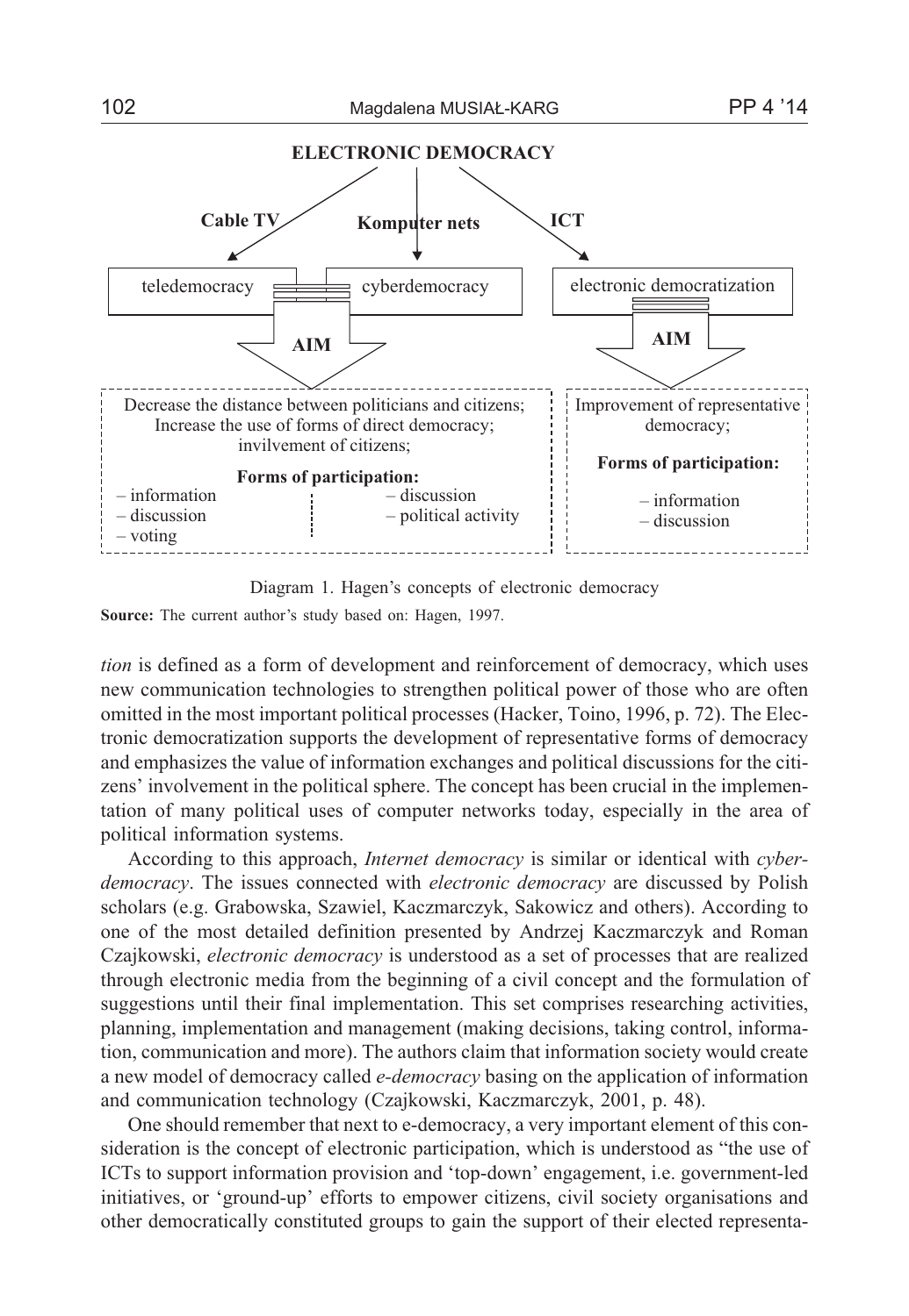ELECTRONIC DEMOCRACY

Cable TV

Komputer nets

ICT

teledemocracy

cyberdemocracy

electronic democratization

AIM

AIM

Decrease the distance between politicians and citizens;
Increase the use of forms of direct democracy;
invilvement of citizens;

Forms of participation:

– information
– discussion
– voting

– discussion
– political activity

Improvement of representative democracy;

Forms of participation:

– information
– discussion

Diagram 1. Hagen's concepts of electronic democracy

**Source:** The current author's study based on: Hagen, 1997.

*tion* is defined as a form of development and reinforcement of democracy, which uses new communication technologies to strengthen political power of those who are often omitted in the most important political processes (Hacker, Toino, 1996, p. 72). The Electronic democratization supports the development of representative forms of democracy and emphasizes the value of information exchanges and political discussions for the citizens' involvement in the political sphere. The concept has been crucial in the implementation of many political uses of computer networks today, especially in the area of political information systems.

According to this approach, *Internet democracy* is similar or identical with *cyberdemocracy*. The issues connected with *electronic democracy* are discussed by Polish scholars (e.g. Grabowska, Szawiel, Kaczmarczyk, Sakowicz and others). According to one of the most detailed definition presented by Andrzej Kaczmarczyk and Roman Czajkowski, *electronic democracy* is understood as a set of processes that are realized through electronic media from the beginning of a civil concept and the formulation of suggestions until their final implementation. This set comprises researching activities, planning, implementation and management (making decisions, taking control, information, communication and more). The authors claim that information society would create a new model of democracy called *e-democracy* basing on the application of information and communication technology (Czajkowski, Kaczmarczyk, 2001, p. 48).

One should remember that next to e-democracy, a very important element of this consideration is the concept of electronic participation, which is understood as "the use of ICTs to support information provision and 'top-down' engagement, i.e. government-led initiatives, or 'ground-up' efforts to empower citizens, civil society organisations and other democratically constituted groups to gain the support of their elected representa-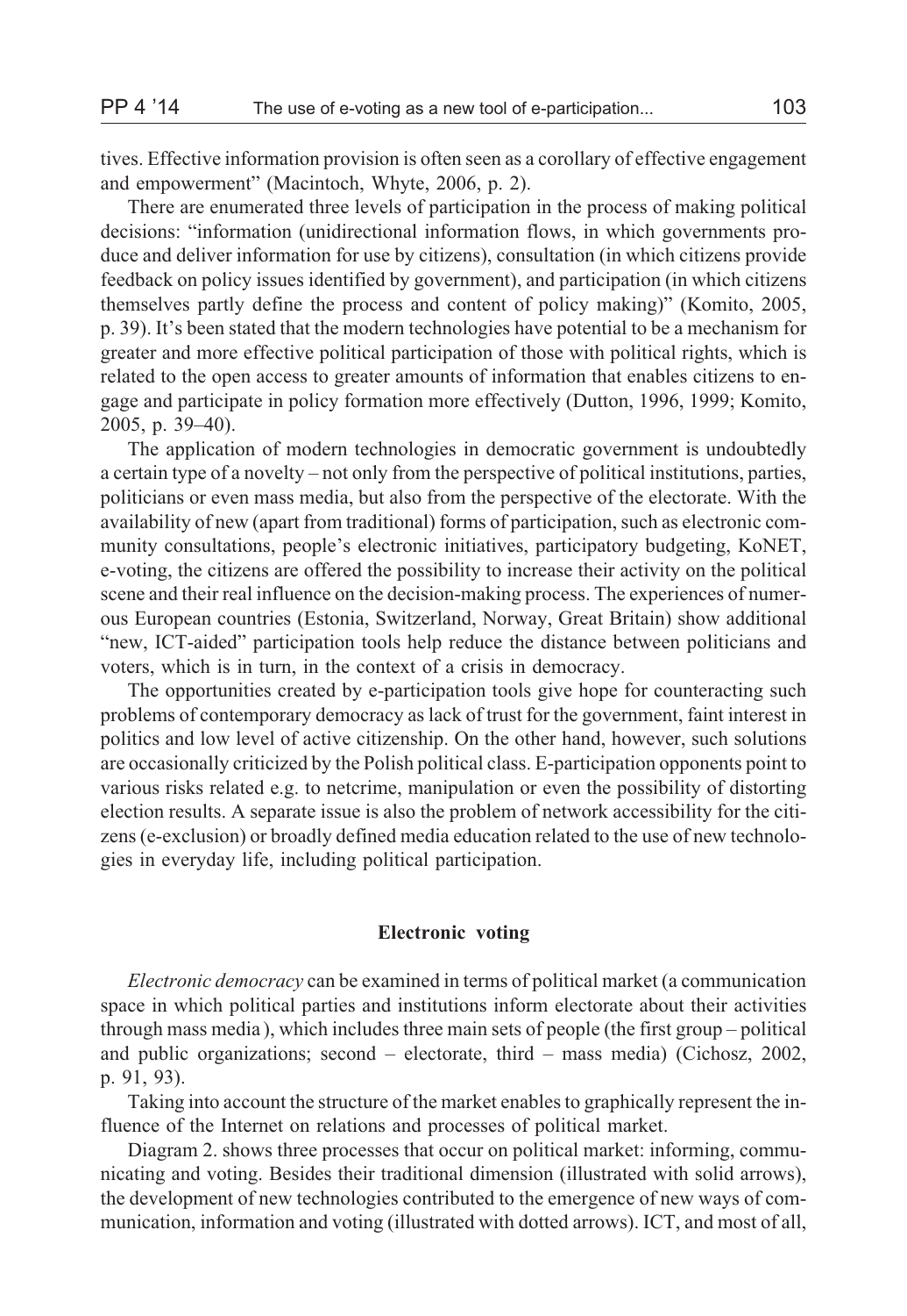tives. Effective information provision is often seen as a corollary of effective engagement and empowerment" (Macintoch, Whyte, 2006, p. 2).

There are enumerated three levels of participation in the process of making political decisions: "information (unidirectional information flows, in which governments produce and deliver information for use by citizens), consultation (in which citizens provide feedback on policy issues identified by government), and participation (in which citizens themselves partly define the process and content of policy making)" (Komito, 2005, p. 39). It's been stated that the modern technologies have potential to be a mechanism for greater and more effective political participation of those with political rights, which is related to the open access to greater amounts of information that enables citizens to engage and participate in policy formation more effectively (Dutton, 1996, 1999; Komito, 2005, p. 39–40).

The application of modern technologies in democratic government is undoubtedly a certain type of a novelty – not only from the perspective of political institutions, parties, politicians or even mass media, but also from the perspective of the electorate. With the availability of new (apart from traditional) forms of participation, such as electronic community consultations, people's electronic initiatives, participatory budgeting, KoNET, e-voting, the citizens are offered the possibility to increase their activity on the political scene and their real influence on the decision-making process. The experiences of numerous European countries (Estonia, Switzerland, Norway, Great Britain) show additional "new, ICT-aided" participation tools help reduce the distance between politicians and voters, which is in turn, in the context of a crisis in democracy.

The opportunities created by e-participation tools give hope for counteracting such problems of contemporary democracy as lack of trust for the government, faint interest in politics and low level of active citizenship. On the other hand, however, such solutions are occasionally criticized by the Polish political class. E-participation opponents point to various risks related e.g. to netcrime, manipulation or even the possibility of distorting election results. A separate issue is also the problem of network accessibility for the citizens (e-exclusion) or broadly defined media education related to the use of new technologies in everyday life, including political participation.

## Electronic voting

*Electronic democracy* can be examined in terms of political market (a communication space in which political parties and institutions inform electorate about their activities through mass media ), which includes three main sets of people (the first group – political and public organizations; second – electorate, third – mass media) (Cichosz, 2002, p. 91, 93).

Taking into account the structure of the market enables to graphically represent the influence of the Internet on relations and processes of political market.

Diagram 2. shows three processes that occur on political market: informing, communicating and voting. Besides their traditional dimension (illustrated with solid arrows), the development of new technologies contributed to the emergence of new ways of communication, information and voting (illustrated with dotted arrows). ICT, and most of all,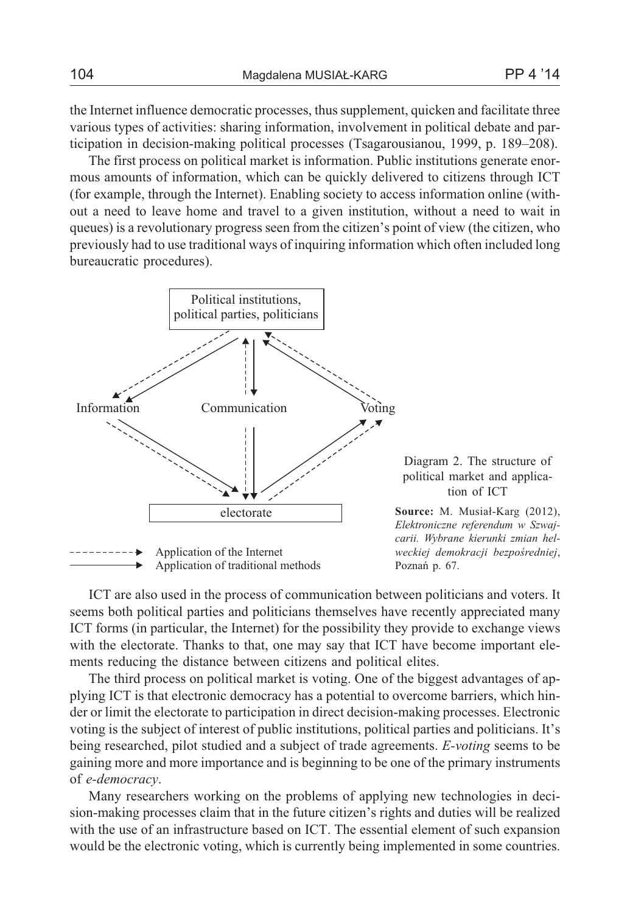the Internet influence democratic processes, thus supplement, quicken and facilitate three various types of activities: sharing information, involvement in political debate and participation in decision-making political processes (Tsagarousianou, 1999, p. 189–208).

The first process on political market is information. Public institutions generate enormous amounts of information, which can be quickly delivered to citizens through ICT (for example, through the Internet). Enabling society to access information online (without a need to leave home and travel to a given institution, without a need to wait in queues) is a revolutionary progress seen from the citizen's point of view (the citizen, who previously had to use traditional ways of inquiring information which often included long bureaucratic procedures).

Political institutions, political parties, politicians

Information

Communication

Voting

electorate

Application of the Internet

Application of traditional methods

Diagram 2. The structure of political market and application of ICT

**Source:** M. Musiał-Karg (2012), *Elektroniczne referendum w Szwajcarii. Wybrane kierunki zmian helweckiej demokracji bezpośredniej*, Poznań p. 67.

ICT are also used in the process of communication between politicians and voters. It seems both political parties and politicians themselves have recently appreciated many ICT forms (in particular, the Internet) for the possibility they provide to exchange views with the electorate. Thanks to that, one may say that ICT have become important elements reducing the distance between citizens and political elites.

The third process on political market is voting. One of the biggest advantages of applying ICT is that electronic democracy has a potential to overcome barriers, which hinder or limit the electorate to participation in direct decision-making processes. Electronic voting is the subject of interest of public institutions, political parties and politicians. It's being researched, pilot studied and a subject of trade agreements. *E-voting* seems to be gaining more and more importance and is beginning to be one of the primary instruments of *e-democracy*.

Many researchers working on the problems of applying new technologies in decision-making processes claim that in the future citizen's rights and duties will be realized with the use of an infrastructure based on ICT. The essential element of such expansion would be the electronic voting, which is currently being implemented in some countries.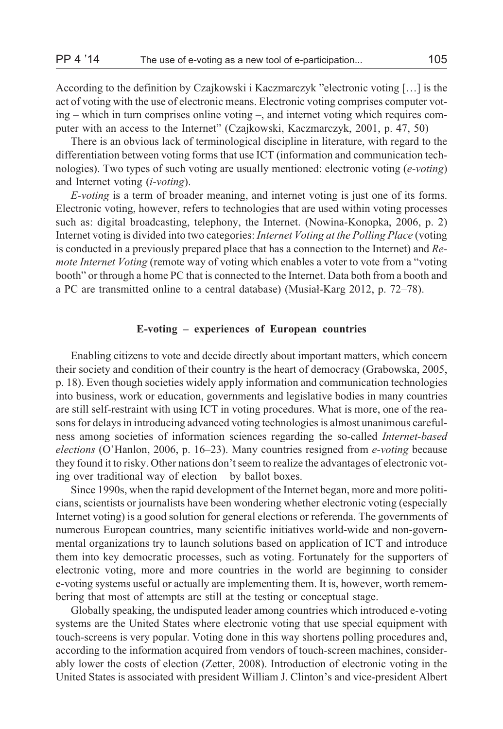According to the definition by Czajkowski i Kaczmarczyk "electronic voting […] is the act of voting with the use of electronic means. Electronic voting comprises computer voting – which in turn comprises online voting –, and internet voting which requires computer with an access to the Internet" (Czajkowski, Kaczmarczyk, 2001, p. 47, 50)

There is an obvious lack of terminological discipline in literature, with regard to the differentiation between voting forms that use ICT (information and communication technologies). Two types of such voting are usually mentioned: electronic voting (*e-voting*) and Internet voting (*i-voting*).

*E-voting* is a term of broader meaning, and internet voting is just one of its forms. Electronic voting, however, refers to technologies that are used within voting processes such as: digital broadcasting, telephony, the Internet. (Nowina-Konopka, 2006, p. 2) Internet voting is divided into two categories: *Internet Voting at the Polling Place* (voting is conducted in a previously prepared place that has a connection to the Internet) and *Remote Internet Voting* (remote way of voting which enables a voter to vote from a "voting booth" or through a home PC that is connected to the Internet. Data both from a booth and a PC are transmitted online to a central database) (Musiał-Karg 2012, p. 72–78).

## E-voting – experiences of European countries

Enabling citizens to vote and decide directly about important matters, which concern their society and condition of their country is the heart of democracy (Grabowska, 2005, p. 18). Even though societies widely apply information and communication technologies into business, work or education, governments and legislative bodies in many countries are still self-restraint with using ICT in voting procedures. What is more, one of the reasons for delays in introducing advanced voting technologies is almost unanimous carefulness among societies of information sciences regarding the so-called *Internet-based elections* (O'Hanlon, 2006, p. 16–23). Many countries resigned from *e-voting* because they found it to risky. Other nations don't seem to realize the advantages of electronic voting over traditional way of election – by ballot boxes.

Since 1990s, when the rapid development of the Internet began, more and more politicians, scientists or journalists have been wondering whether electronic voting (especially Internet voting) is a good solution for general elections or referenda. The governments of numerous European countries, many scientific initiatives world-wide and non-governmental organizations try to launch solutions based on application of ICT and introduce them into key democratic processes, such as voting. Fortunately for the supporters of electronic voting, more and more countries in the world are beginning to consider e-voting systems useful or actually are implementing them. It is, however, worth remembering that most of attempts are still at the testing or conceptual stage.

Globally speaking, the undisputed leader among countries which introduced e-voting systems are the United States where electronic voting that use special equipment with touch-screens is very popular. Voting done in this way shortens polling procedures and, according to the information acquired from vendors of touch-screen machines, considerably lower the costs of election (Zetter, 2008). Introduction of electronic voting in the United States is associated with president William J. Clinton's and vice-president Albert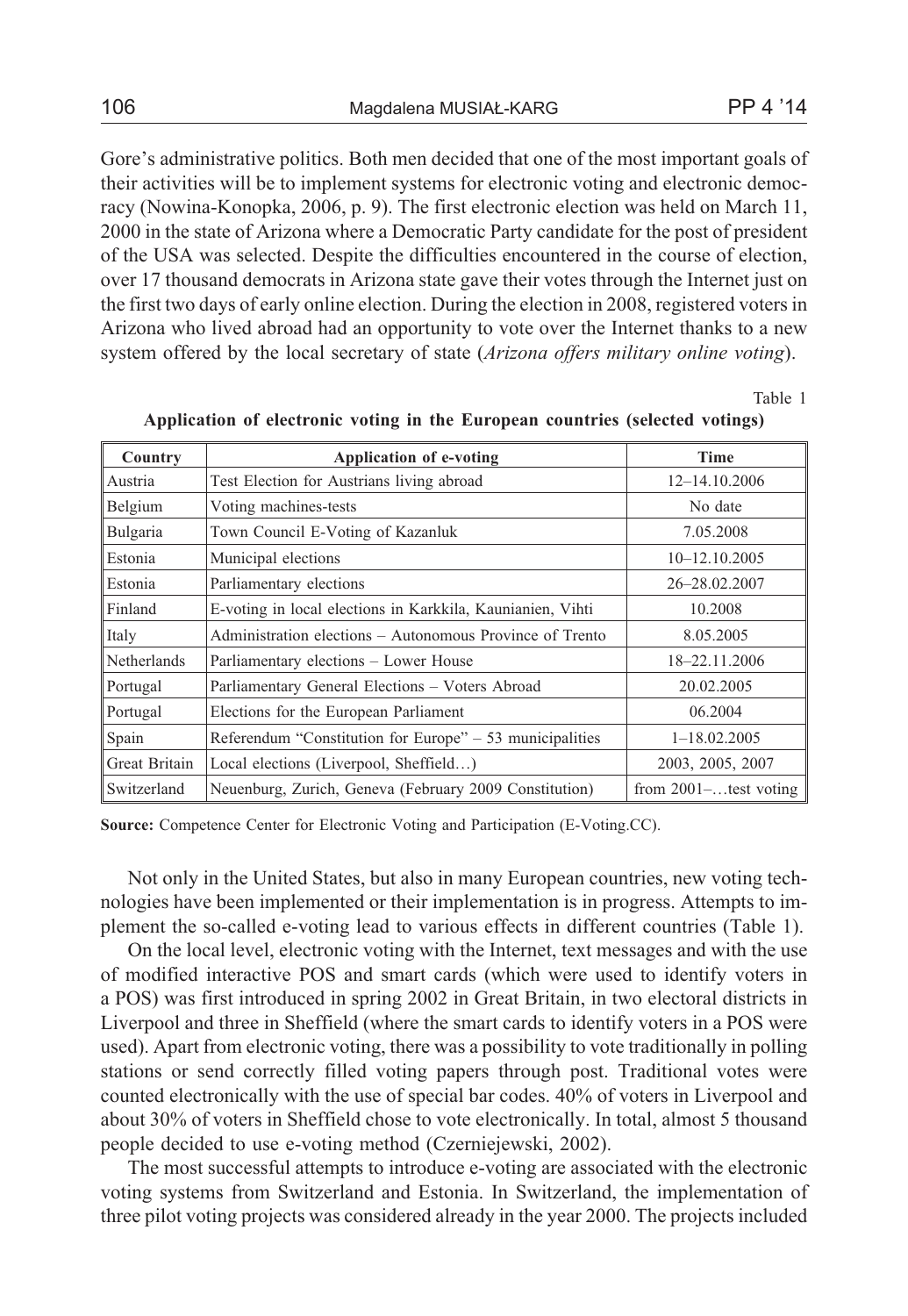Gore's administrative politics. Both men decided that one of the most important goals of their activities will be to implement systems for electronic voting and electronic democracy (Nowina-Konopka, 2006, p. 9). The first electronic election was held on March 11, 2000 in the state of Arizona where a Democratic Party candidate for the post of president of the USA was selected. Despite the difficulties encountered in the course of election, over 17 thousand democrats in Arizona state gave their votes through the Internet just on the first two days of early online election. During the election in 2008, registered voters in Arizona who lived abroad had an opportunity to vote over the Internet thanks to a new system offered by the local secretary of state (*Arizona offers military online voting*).

Table 1

**Application of electronic voting in the European countries (selected votings)**

| Country | Application of e-voting | Time |
|---|---|---|
| Austria | Test Election for Austrians living abroad | 12–14.10.2006 |
| Belgium | Voting machines-tests | No date |
| Bulgaria | Town Council E-Voting of Kazanluk | 7.05.2008 |
| Estonia | Municipal elections | 10–12.10.2005 |
| Estonia | Parliamentary elections | 26–28.02.2007 |
| Finland | E-voting in local elections in Karkkila, Kaunianien, Vihti | 10.2008 |
| Italy | Administration elections – Autonomous Province of Trento | 8.05.2005 |
| Netherlands | Parliamentary elections – Lower House | 18–22.11.2006 |
| Portugal | Parliamentary General Elections – Voters Abroad | 20.02.2005 |
| Portugal | Elections for the European Parliament | 06.2004 |
| Spain | Referendum "Constitution for Europe" – 53 municipalities | 1–18.02.2005 |
| Great Britain | Local elections (Liverpool, Sheffield…) | 2003, 2005, 2007 |
| Switzerland | Neuenburg, Zurich, Geneva (February 2009 Constitution) | from 2001–…test voting |

**Source:** Competence Center for Electronic Voting and Participation (E-Voting.CC).

Not only in the United States, but also in many European countries, new voting technologies have been implemented or their implementation is in progress. Attempts to implement the so-called e-voting lead to various effects in different countries (Table 1).

On the local level, electronic voting with the Internet, text messages and with the use of modified interactive POS and smart cards (which were used to identify voters in a POS) was first introduced in spring 2002 in Great Britain, in two electoral districts in Liverpool and three in Sheffield (where the smart cards to identify voters in a POS were used). Apart from electronic voting, there was a possibility to vote traditionally in polling stations or send correctly filled voting papers through post. Traditional votes were counted electronically with the use of special bar codes. 40% of voters in Liverpool and about 30% of voters in Sheffield chose to vote electronically. In total, almost 5 thousand people decided to use e-voting method (Czerniejewski, 2002).

The most successful attempts to introduce e-voting are associated with the electronic voting systems from Switzerland and Estonia. In Switzerland, the implementation of three pilot voting projects was considered already in the year 2000. The projects included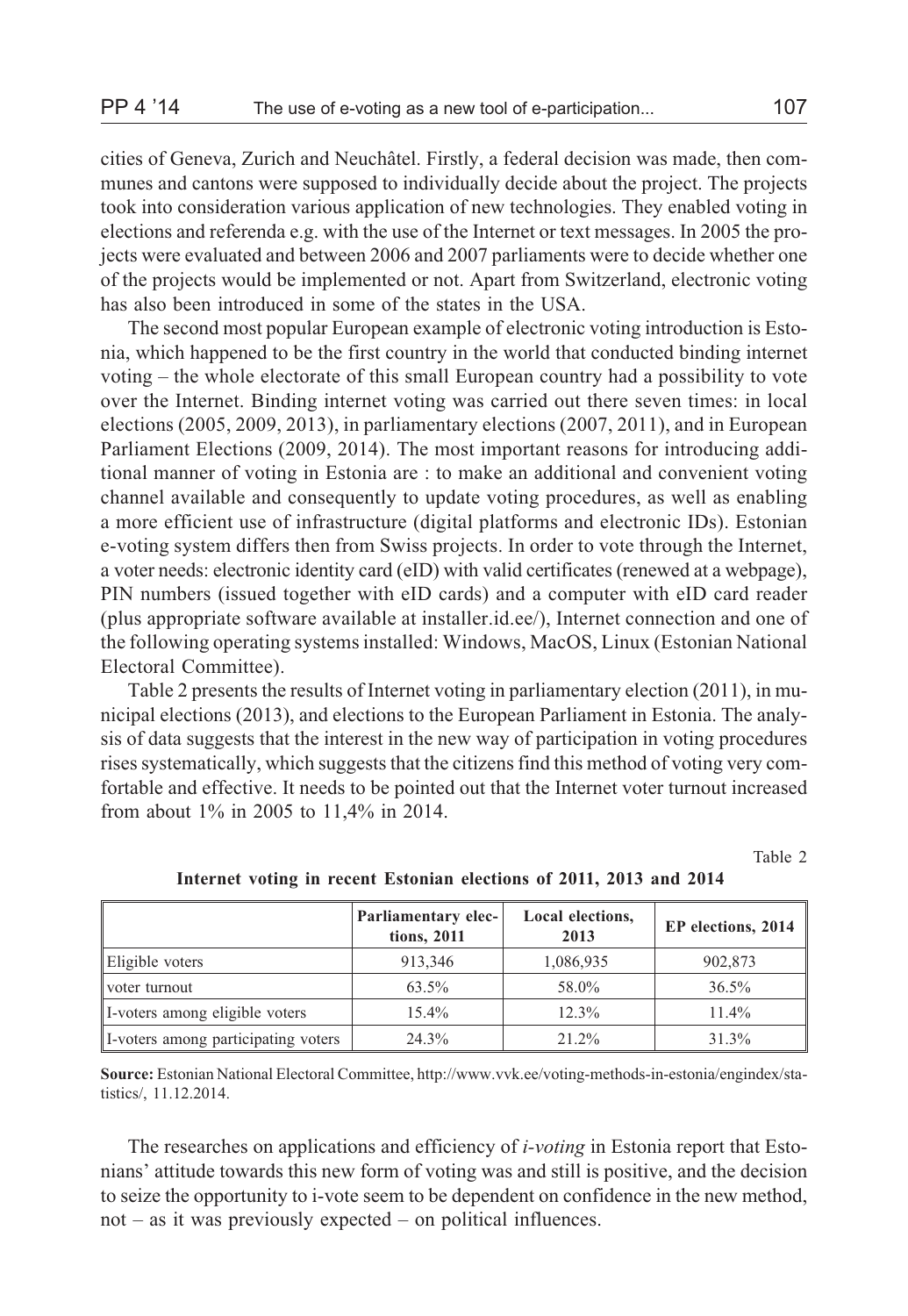cities of Geneva, Zurich and Neuchâtel. Firstly, a federal decision was made, then communes and cantons were supposed to individually decide about the project. The projects took into consideration various application of new technologies. They enabled voting in elections and referenda e.g. with the use of the Internet or text messages. In 2005 the projects were evaluated and between 2006 and 2007 parliaments were to decide whether one of the projects would be implemented or not. Apart from Switzerland, electronic voting has also been introduced in some of the states in the USA.

The second most popular European example of electronic voting introduction is Estonia, which happened to be the first country in the world that conducted binding internet voting – the whole electorate of this small European country had a possibility to vote over the Internet. Binding internet voting was carried out there seven times: in local elections (2005, 2009, 2013), in parliamentary elections (2007, 2011), and in European Parliament Elections (2009, 2014). The most important reasons for introducing additional manner of voting in Estonia are : to make an additional and convenient voting channel available and consequently to update voting procedures, as well as enabling a more efficient use of infrastructure (digital platforms and electronic IDs). Estonian e-voting system differs then from Swiss projects. In order to vote through the Internet, a voter needs: electronic identity card (eID) with valid certificates (renewed at a webpage), PIN numbers (issued together with eID cards) and a computer with eID card reader (plus appropriate software available at installer.id.ee/), Internet connection and one of the following operating systems installed: Windows, MacOS, Linux (Estonian National Electoral Committee).

Table 2 presents the results of Internet voting in parliamentary election (2011), in municipal elections (2013), and elections to the European Parliament in Estonia. The analysis of data suggests that the interest in the new way of participation in voting procedures rises systematically, which suggests that the citizens find this method of voting very comfortable and effective. It needs to be pointed out that the Internet voter turnout increased from about 1% in 2005 to 11,4% in 2014.

Table 2

**Internet voting in recent Estonian elections of 2011, 2013 and 2014**

| | Parliamentary elections, 2011 | Local elections, 2013 | EP elections, 2014 |
|---|---|---|---|
| Eligible voters | 913,346 | 1,086,935 | 902,873 |
| voter turnout | 63.5% | 58.0% | 36.5% |
| I-voters among eligible voters | 15.4% | 12.3% | 11.4% |
| I-voters among participating voters | 24.3% | 21.2% | 31.3% |

**Source:** Estonian National Electoral Committee, http://www.vvk.ee/voting-methods-in-estonia/engindex/statistics/, 11.12.2014.

The researches on applications and efficiency of *i-voting* in Estonia report that Estonians' attitude towards this new form of voting was and still is positive, and the decision to seize the opportunity to i-vote seem to be dependent on confidence in the new method, not – as it was previously expected – on political influences.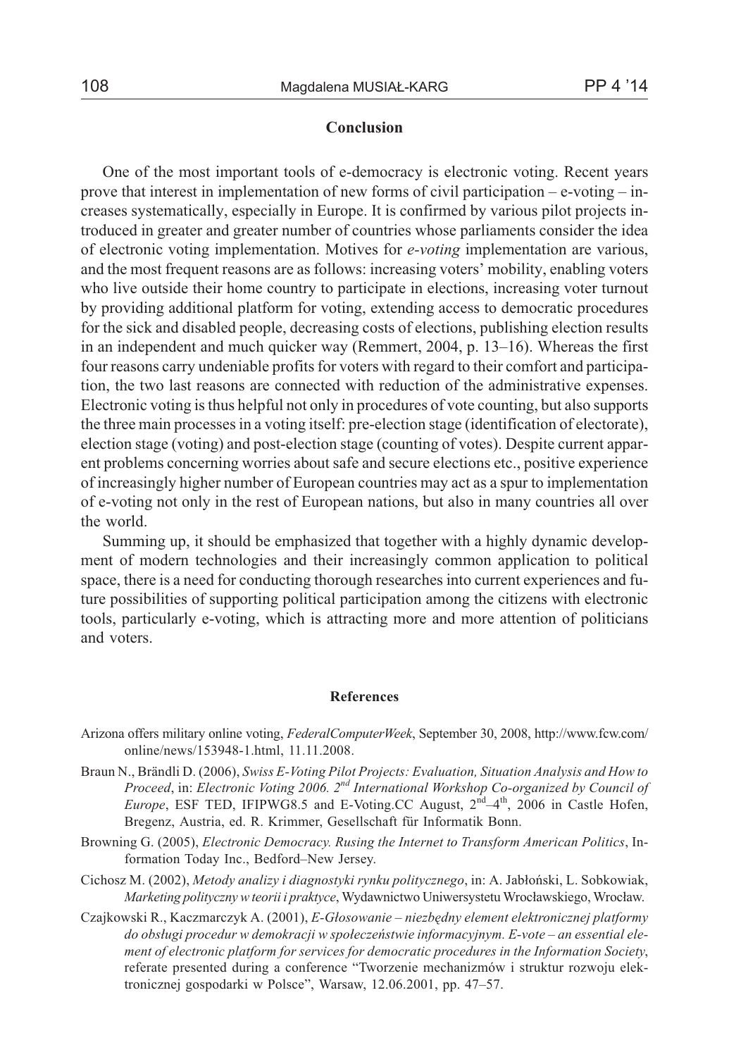## Conclusion

One of the most important tools of e-democracy is electronic voting. Recent years prove that interest in implementation of new forms of civil participation – e-voting – increases systematically, especially in Europe. It is confirmed by various pilot projects introduced in greater and greater number of countries whose parliaments consider the idea of electronic voting implementation. Motives for *e-voting* implementation are various, and the most frequent reasons are as follows: increasing voters' mobility, enabling voters who live outside their home country to participate in elections, increasing voter turnout by providing additional platform for voting, extending access to democratic procedures for the sick and disabled people, decreasing costs of elections, publishing election results in an independent and much quicker way (Remmert, 2004, p. 13–16). Whereas the first four reasons carry undeniable profits for voters with regard to their comfort and participation, the two last reasons are connected with reduction of the administrative expenses. Electronic voting is thus helpful not only in procedures of vote counting, but also supports the three main processes in a voting itself: pre-election stage (identification of electorate), election stage (voting) and post-election stage (counting of votes). Despite current apparent problems concerning worries about safe and secure elections etc., positive experience of increasingly higher number of European countries may act as a spur to implementation of e-voting not only in the rest of European nations, but also in many countries all over the world.

Summing up, it should be emphasized that together with a highly dynamic development of modern technologies and their increasingly common application to political space, there is a need for conducting thorough researches into current experiences and future possibilities of supporting political participation among the citizens with electronic tools, particularly e-voting, which is attracting more and more attention of politicians and voters.

## References

Arizona offers military online voting, *FederalComputerWeek*, September 30, 2008, http://www.fcw.com/online/news/153948-1.html, 11.11.2008.

Braun N., Brändli D. (2006), *Swiss E-Voting Pilot Projects: Evaluation, Situation Analysis and How to Proceed*, in: *Electronic Voting 2006. 2nd International Workshop Co-organized by Council of Europe*, ESF TED, IFIPWG8.5 and E-Voting.CC August, 2nd–4th, 2006 in Castle Hofen, Bregenz, Austria, ed. R. Krimmer, Gesellschaft für Informatik Bonn.

Browning G. (2005), *Electronic Democracy. Rusing the Internet to Transform American Politics*, Information Today Inc., Bedford–New Jersey.

Cichosz M. (2002), *Metody analizy i diagnostyki rynku politycznego*, in: A. Jabłoński, L. Sobkowiak, *Marketing polityczny w teorii i praktyce*, Wydawnictwo Uniwersystetu Wrocławskiego, Wrocław.

Czajkowski R., Kaczmarczyk A. (2001), *E-Głosowanie – niezbędny element elektronicznej platformy do obsługi procedur w demokracji w społeczeństwie informacyjnym. E-vote – an essential element of electronic platform for services for democratic procedures in the Information Society*, referate presented during a conference "Tworzenie mechanizmów i struktur rozwoju elektronicznej gospodarki w Polsce", Warsaw, 12.06.2001, pp. 47–57.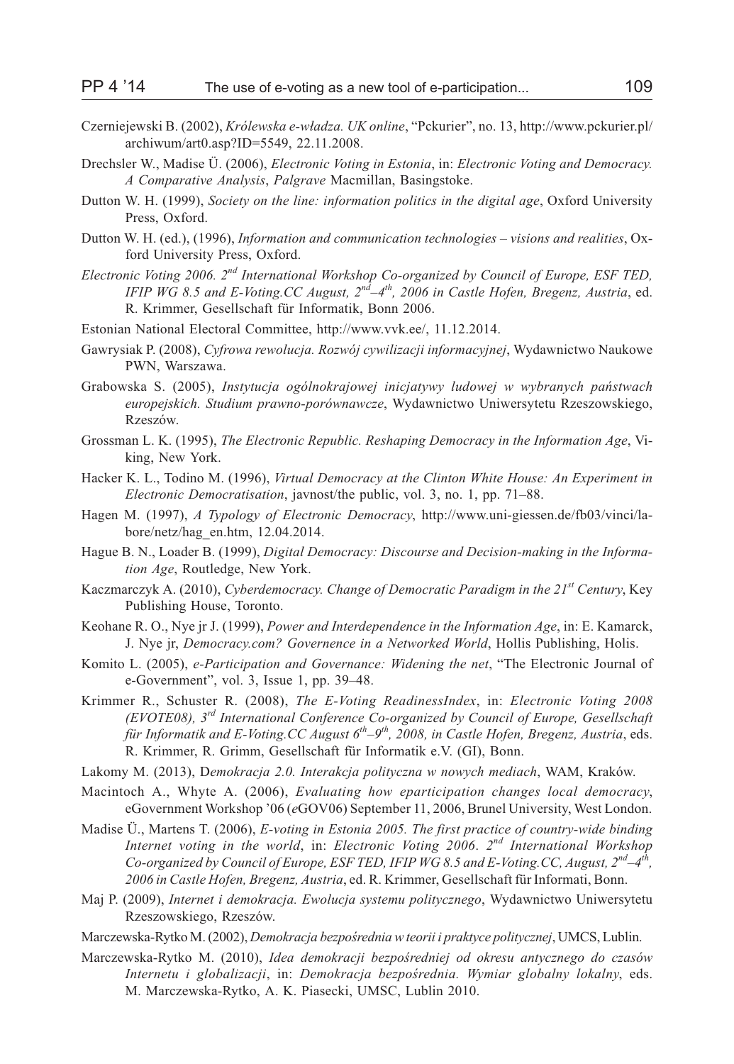Czerniejewski B. (2002), *Królewska e-władza. UK online*, "Pckurier", no. 13, http://www.pckurier.pl/archiwum/art0.asp?ID=5549, 22.11.2008.

Drechsler W., Madise Ü. (2006), *Electronic Voting in Estonia*, in: *Electronic Voting and Democracy. A Comparative Analysis*, *Palgrave* Macmillan, Basingstoke.

Dutton W. H. (1999), *Society on the line: information politics in the digital age*, Oxford University Press, Oxford.

Dutton W. H. (ed.), (1996), *Information and communication technologies – visions and realities*, Oxford University Press, Oxford.

*Electronic Voting 2006. 2nd International Workshop Co-organized by Council of Europe, ESF TED, IFIP WG 8.5 and E-Voting.CC August, 2nd–4th, 2006 in Castle Hofen, Bregenz, Austria*, ed. R. Krimmer, Gesellschaft für Informatik, Bonn 2006.

Estonian National Electoral Committee, http://www.vvk.ee/, 11.12.2014.

Gawrysiak P. (2008), *Cyfrowa rewolucja. Rozwój cywilizacji informacyjnej*, Wydawnictwo Naukowe PWN, Warszawa.

Grabowska S. (2005), *Instytucja ogólnokrajowej inicjatywy ludowej w wybranych państwach europejskich. Studium prawno-porównawcze*, Wydawnictwo Uniwersytetu Rzeszowskiego, Rzeszów.

Grossman L. K. (1995), *The Electronic Republic. Reshaping Democracy in the Information Age*, Viking, New York.

Hacker K. L., Todino M. (1996), *Virtual Democracy at the Clinton White House: An Experiment in Electronic Democratisation*, javnost/the public, vol. 3, no. 1, pp. 71–88.

Hagen M. (1997), *A Typology of Electronic Democracy*, http://www.uni-giessen.de/fb03/vinci/labore/netz/hag_en.htm, 12.04.2014.

Hague B. N., Loader B. (1999), *Digital Democracy: Discourse and Decision-making in the Information Age*, Routledge, New York.

Kaczmarczyk A. (2010), *Cyberdemocracy. Change of Democratic Paradigm in the 21st Century*, Key Publishing House, Toronto.

Keohane R. O., Nye jr J. (1999), *Power and Interdependence in the Information Age*, in: E. Kamarck, J. Nye jr, *Democracy.com? Governence in a Networked World*, Hollis Publishing, Holis.

Komito L. (2005), *e-Participation and Governance: Widening the net*, "The Electronic Journal of e-Government", vol. 3, Issue 1, pp. 39–48.

Krimmer R., Schuster R. (2008), *The E-Voting ReadinessIndex*, in: *Electronic Voting 2008 (EVOTE08), 3rd International Conference Co-organized by Council of Europe, Gesellschaft für Informatik and E-Voting.CC August 6th–9th, 2008, in Castle Hofen, Bregenz, Austria*, eds. R. Krimmer, R. Grimm, Gesellschaft für Informatik e.V. (GI), Bonn.

Lakomy M. (2013), D*emokracja 2.0. Interakcja polityczna w nowych mediach*, WAM, Kraków.

Macintoch A., Whyte A. (2006), *Evaluating how eparticipation changes local democracy*, eGovernment Workshop '06 (*e*GOV06) September 11, 2006, Brunel University, West London.

Madise Ü., Martens T. (2006), *E-voting in Estonia 2005. The first practice of country-wide binding Internet voting in the world*, in: *Electronic Voting 2006. 2nd International Workshop Co-organized by Council of Europe, ESF TED, IFIP WG 8.5 and E-Voting.CC, August, 2nd–4th, 2006 in Castle Hofen, Bregenz, Austria*, ed. R. Krimmer, Gesellschaft für Informati, Bonn.

Maj P. (2009), *Internet i demokracja. Ewolucja systemu politycznego*, Wydawnictwo Uniwersytetu Rzeszowskiego, Rzeszów.

Marczewska-Rytko M. (2002), *Demokracja bezpośrednia w teorii i praktyce politycznej*, UMCS, Lublin.

Marczewska-Rytko M. (2010), *Idea demokracji bezpośredniej od okresu antycznego do czasów Internetu i globalizacji*, in: *Demokracja bezpośrednia. Wymiar globalny lokalny*, eds. M. Marczewska-Rytko, A. K. Piasecki, UMSC, Lublin 2010.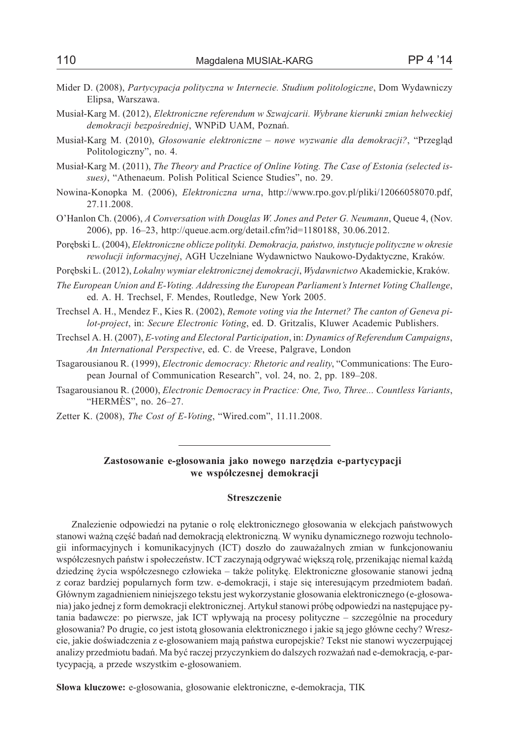Mider D. (2008), *Partycypacja polityczna w Internecie. Studium politologiczne*, Dom Wydawniczy Elipsa, Warszawa.

Musiał-Karg M. (2012), *Elektroniczne referendum w Szwajcarii. Wybrane kierunki zmian helweckiej demokracji bezpośredniej*, WNPiD UAM, Poznań.

Musiał-Karg M. (2010), *Głosowanie elektroniczne – nowe wyzwanie dla demokracji?*, "Przegląd Politologiczny", no. 4.

Musiał-Karg M. (2011), *The Theory and Practice of Online Voting. The Case of Estonia (selected issues)*, "Athenaeum. Polish Political Science Studies", no. 29.

Nowina-Konopka M. (2006), *Elektroniczna urna*, http://www.rpo.gov.pl/pliki/12066058070.pdf, 27.11.2008.

O'Hanlon Ch. (2006), *A Conversation with Douglas W. Jones and Peter G. Neumann*, Queue 4, (Nov. 2006), pp. 16–23, http://queue.acm.org/detail.cfm?id=1180188, 30.06.2012.

Porębski L. (2004), *Elektroniczne oblicze polityki. Demokracja, państwo, instytucje polityczne w okresie rewolucji informacyjnej*, AGH Uczelniane Wydawnictwo Naukowo-Dydaktyczne, Kraków.

Porębski L. (2012), *Lokalny wymiar elektronicznej demokracji*, *Wydawnictwo* Akademickie, Kraków.

*The European Union and E-Voting. Addressing the European Parliament's Internet Voting Challenge*, ed. A. H. Trechsel, F. Mendes, Routledge, New York 2005.

Trechsel A. H., Mendez F., Kies R. (2002), *Remote voting via the Internet? The canton of Geneva pilot-project*, in: *Secure Electronic Voting*, ed. D. Gritzalis, Kluwer Academic Publishers.

Trechsel A. H. (2007), *E-voting and Electoral Participation*, in: *Dynamics of Referendum Campaigns, An International Perspective*, ed. C. de Vreese, Palgrave, London

Tsagarousianou R. (1999), *Electronic democracy: Rhetoric and reality*, "Communications: The European Journal of Communication Research", vol. 24, no. 2, pp. 189–208.

Tsagarousianou R. (2000), *Electronic Democracy in Practice: One, Two, Three... Countless Variants*, "HERMÈS", no. 26–27.

Zetter K. (2008), *The Cost of E-Voting*, "Wired.com", 11.11.2008.

---

## Zastosowanie e-głosowania jako nowego narzędzia e-partycypacji we współczesnej demokracji

### Streszczenie

Znalezienie odpowiedzi na pytanie o rolę elektronicznego głosowania w elekcjach państwowych stanowi ważną część badań nad demokracją elektroniczną. W wyniku dynamicznego rozwoju technologii informacyjnych i komunikacyjnych (ICT) doszło do zauważalnych zmian w funkcjonowaniu współczesnych państw i społeczeństw. ICT zaczynają odgrywać większą rolę, przenikając niemal każdą dziedzinę życia współczesnego człowieka – także politykę. Elektroniczne głosowanie stanowi jedną z coraz bardziej popularnych form tzw. e-demokracji, i staje się interesującym przedmiotem badań. Głównym zagadnieniem niniejszego tekstu jest wykorzystanie głosowania elektronicznego (e-głosowania) jako jednej z form demokracji elektronicznej. Artykuł stanowi próbę odpowiedzi na następujące pytania badawcze: po pierwsze, jak ICT wpływają na procesy polityczne – szczególnie na procedury głosowania? Po drugie, co jest istotą głosowania elektronicznego i jakie są jego główne cechy? Wreszcie, jakie doświadczenia z e-głosowaniem mają państwa europejskie? Tekst nie stanowi wyczerpującej analizy przedmiotu badań. Ma być raczej przyczynkiem do dalszych rozważań nad e-demokracją, e-partycypacją, a przede wszystkim e-głosowaniem.

**Słowa kluczowe:** e-głosowania, głosowanie elektroniczne, e-demokracja, TIK